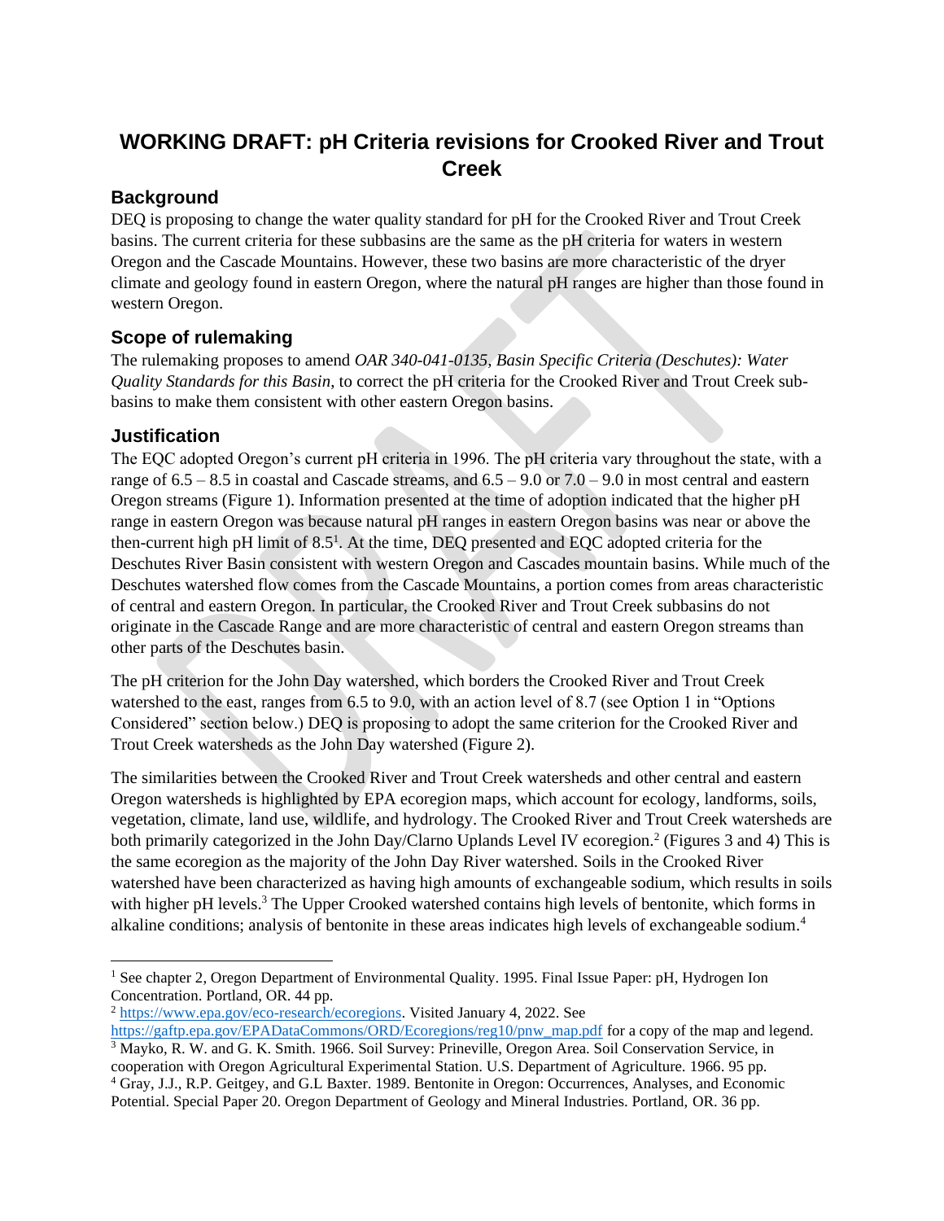# WORKING DRAFT: pH Criteria revisions for Crooked River and Trout Creek

## Background

DEQ is proposing to change the water quality standard for pH for the Crooked River and Trout Creek basins. The current criteria for these subbasins are the same as the pH criteria for waters in western Oregon and the Cascade Mountains. However, these two basins are more characteristic of the dryer climate and geology found in eastern Oregon, where the natural pH ranges are higher than those found in western Oregon.

## Scope of rulemaking

The rulemaking proposes to amend *OAR 340-041-0135, Basin Specific Criteria (Deschutes): Water Quality Standards for this Basin*, to correct the pH criteria for the Crooked River and Trout Creek sub-basins to make them consistent with other eastern Oregon basins.

## Justification

The EQC adopted Oregon's current pH criteria in 1996. The pH criteria vary throughout the state, with a range of 6.5 – 8.5 in coastal and Cascade streams, and 6.5 – 9.0 or 7.0 – 9.0 in most central and eastern Oregon streams (Figure 1). Information presented at the time of adoption indicated that the higher pH range in eastern Oregon was because natural pH ranges in eastern Oregon basins was near or above the then-current high pH limit of 8.5[1]. At the time, DEQ presented and EQC adopted criteria for the Deschutes River Basin consistent with western Oregon and Cascades mountain basins. While much of the Deschutes watershed flow comes from the Cascade Mountains, a portion comes from areas characteristic of central and eastern Oregon. In particular, the Crooked River and Trout Creek subbasins do not originate in the Cascade Range and are more characteristic of central and eastern Oregon streams than other parts of the Deschutes basin.

The pH criterion for the John Day watershed, which borders the Crooked River and Trout Creek watershed to the east, ranges from 6.5 to 9.0, with an action level of 8.7 (see Option 1 in "Options Considered" section below.) DEQ is proposing to adopt the same criterion for the Crooked River and Trout Creek watersheds as the John Day watershed (Figure 2).

The similarities between the Crooked River and Trout Creek watersheds and other central and eastern Oregon watersheds is highlighted by EPA ecoregion maps, which account for ecology, landforms, soils, vegetation, climate, land use, wildlife, and hydrology. The Crooked River and Trout Creek watersheds are both primarily categorized in the John Day/Clarno Uplands Level IV ecoregion.[2] (Figures 3 and 4) This is the same ecoregion as the majority of the John Day River watershed. Soils in the Crooked River watershed have been characterized as having high amounts of exchangeable sodium, which results in soils with higher pH levels.[3] The Upper Crooked watershed contains high levels of bentonite, which forms in alkaline conditions; analysis of bentonite in these areas indicates high levels of exchangeable sodium.[4]

---

[1] See chapter 2, Oregon Department of Environmental Quality. 1995. Final Issue Paper: pH, Hydrogen Ion Concentration. Portland, OR. 44 pp.

[2] https://www.epa.gov/eco-research/ecoregions. Visited January 4, 2022. See https://gaftp.epa.gov/EPADataCommons/ORD/Ecoregions/reg10/pnw_map.pdf for a copy of the map and legend.

[3] Mayko, R. W. and G. K. Smith. 1966. Soil Survey: Prineville, Oregon Area. Soil Conservation Service, in cooperation with Oregon Agricultural Experimental Station. U.S. Department of Agriculture. 1966. 95 pp.

[4] Gray, J.J., R.P. Geitgey, and G.L Baxter. 1989. Bentonite in Oregon: Occurrences, Analyses, and Economic Potential. Special Paper 20. Oregon Department of Geology and Mineral Industries. Portland, OR. 36 pp.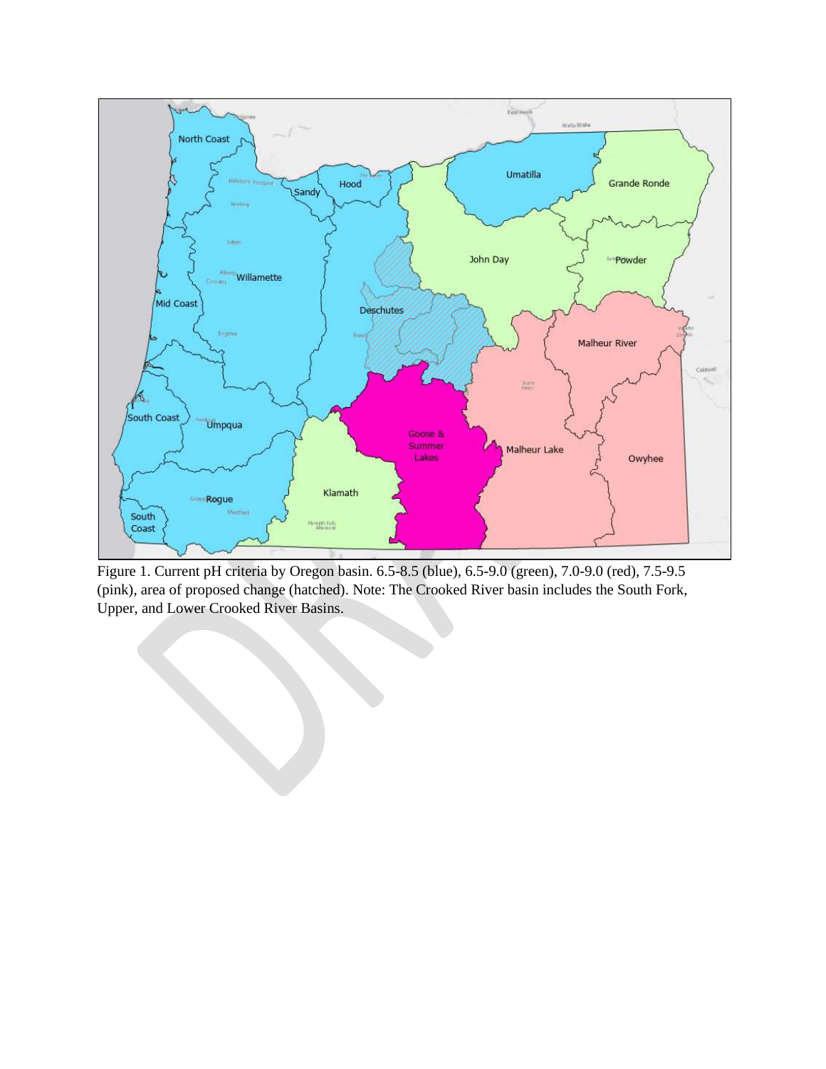Figure 1. Current pH criteria by Oregon basin. 6.5-8.5 (blue), 6.5-9.0 (green), 7.0-9.0 (red), 7.5-9.5 (pink), area of proposed change (hatched). Note: The Crooked River basin includes the South Fork, Upper, and Lower Crooked River Basins.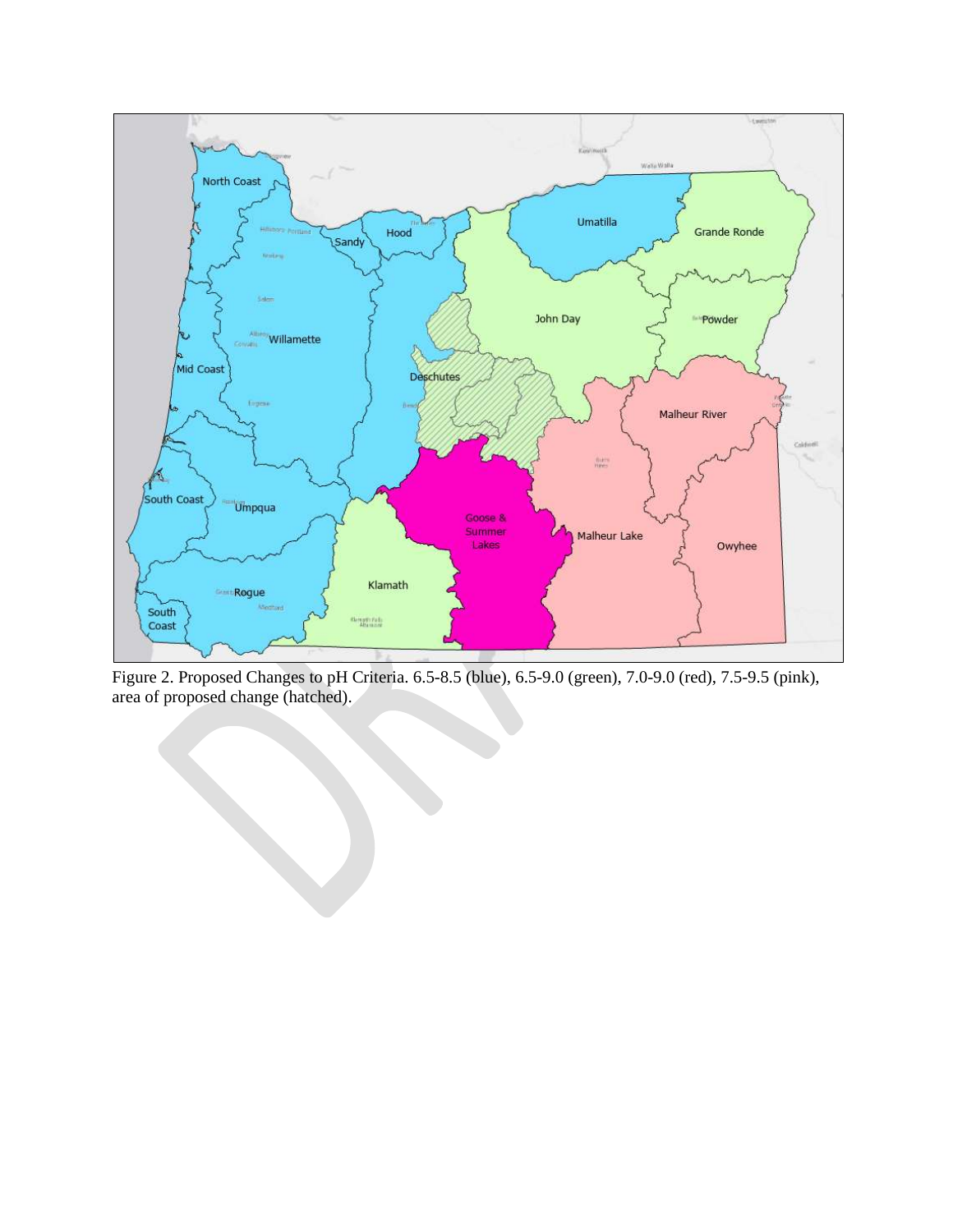Figure 2. Proposed Changes to pH Criteria. 6.5-8.5 (blue), 6.5-9.0 (green), 7.0-9.0 (red), 7.5-9.5 (pink), area of proposed change (hatched).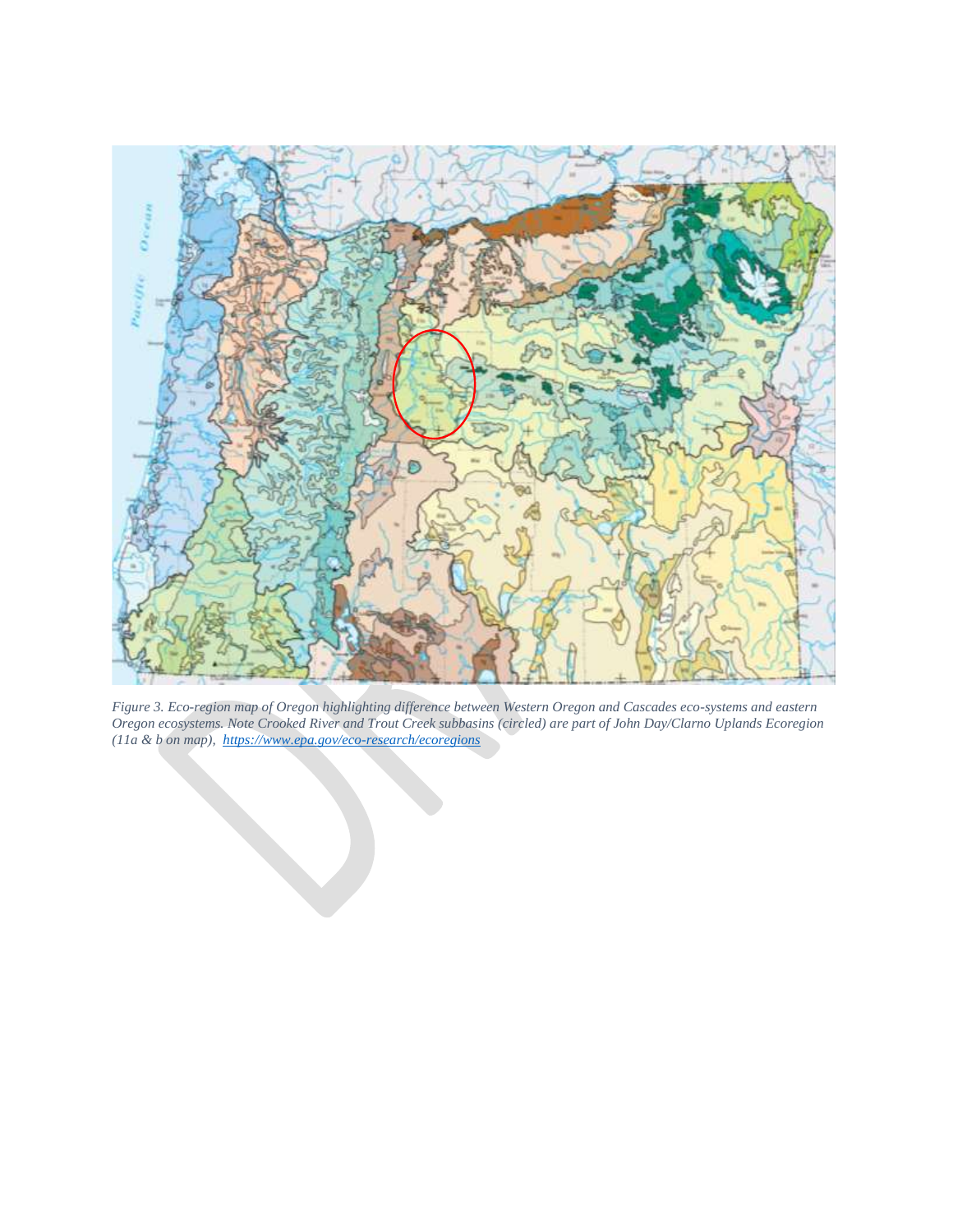*Figure 3. Eco-region map of Oregon highlighting difference between Western Oregon and Cascades eco-systems and eastern Oregon ecosystems. Note Crooked River and Trout Creek subbasins (circled) are part of John Day/Clarno Uplands Ecoregion (11a & b on map), [https://www.epa.gov/eco-research/ecoregions](https://www.epa.gov/eco-research/ecoregions)*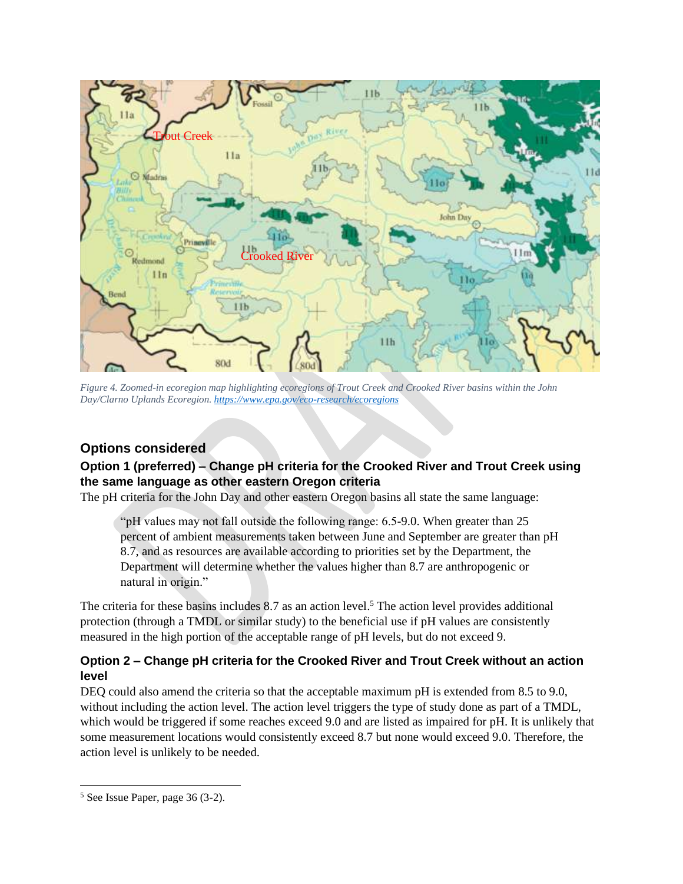*Figure 4. Zoomed-in ecoregion map highlighting ecoregions of Trout Creek and Crooked River basins within the John Day/Clarno Uplands Ecoregion. https://www.epa.gov/eco-research/ecoregions*

## Options considered

### Option 1 (preferred) – Change pH criteria for the Crooked River and Trout Creek using the same language as other eastern Oregon criteria

The pH criteria for the John Day and other eastern Oregon basins all state the same language:

> "pH values may not fall outside the following range: 6.5-9.0. When greater than 25 percent of ambient measurements taken between June and September are greater than pH 8.7, and as resources are available according to priorities set by the Department, the Department will determine whether the values higher than 8.7 are anthropogenic or natural in origin."

The criteria for these basins includes 8.7 as an action level.[5] The action level provides additional protection (through a TMDL or similar study) to the beneficial use if pH values are consistently measured in the high portion of the acceptable range of pH levels, but do not exceed 9.

### Option 2 – Change pH criteria for the Crooked River and Trout Creek without an action level

DEQ could also amend the criteria so that the acceptable maximum pH is extended from 8.5 to 9.0, without including the action level. The action level triggers the type of study done as part of a TMDL, which would be triggered if some reaches exceed 9.0 and are listed as impaired for pH. It is unlikely that some measurement locations would consistently exceed 8.7 but none would exceed 9.0. Therefore, the action level is unlikely to be needed.

---

[5] See Issue Paper, page 36 (3-2).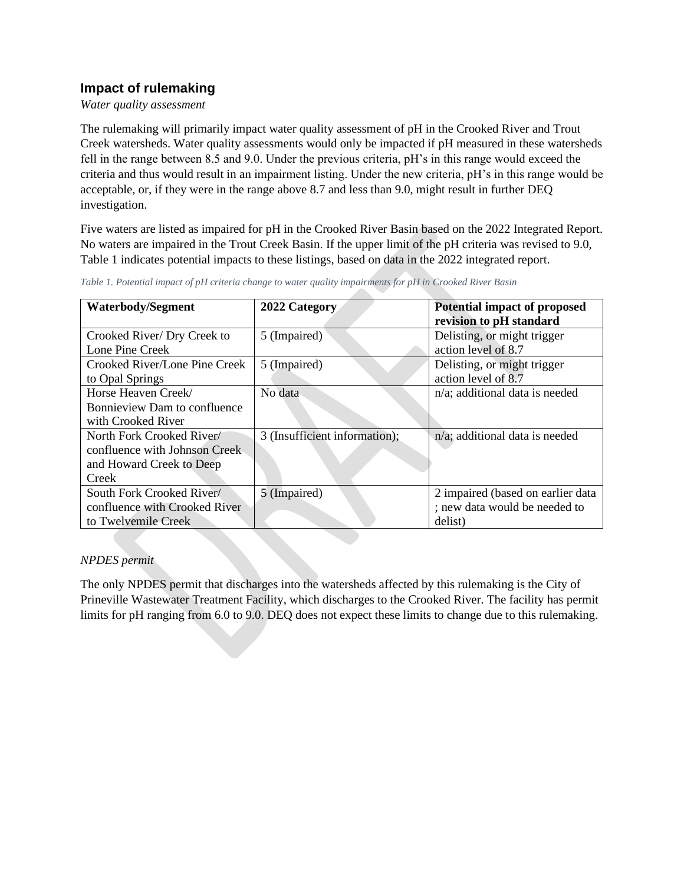## Impact of rulemaking

*Water quality assessment*

The rulemaking will primarily impact water quality assessment of pH in the Crooked River and Trout Creek watersheds. Water quality assessments would only be impacted if pH measured in these watersheds fell in the range between 8.5 and 9.0. Under the previous criteria, pH's in this range would exceed the criteria and thus would result in an impairment listing. Under the new criteria, pH's in this range would be acceptable, or, if they were in the range above 8.7 and less than 9.0, might result in further DEQ investigation.

Five waters are listed as impaired for pH in the Crooked River Basin based on the 2022 Integrated Report. No waters are impaired in the Trout Creek Basin. If the upper limit of the pH criteria was revised to 9.0, Table 1 indicates potential impacts to these listings, based on data in the 2022 integrated report.

*Table 1. Potential impact of pH criteria change to water quality impairments for pH in Crooked River Basin*

| Waterbody/Segment | 2022 Category | Potential impact of proposed revision to pH standard |
|---|---|---|
| Crooked River/ Dry Creek to Lone Pine Creek | 5 (Impaired) | Delisting, or might trigger action level of 8.7 |
| Crooked River/Lone Pine Creek to Opal Springs | 5 (Impaired) | Delisting, or might trigger action level of 8.7 |
| Horse Heaven Creek/ Bonnieview Dam to confluence with Crooked River | No data | n/a; additional data is needed |
| North Fork Crooked River/ confluence with Johnson Creek and Howard Creek to Deep Creek | 3 (Insufficient information); | n/a; additional data is needed |
| South Fork Crooked River/ confluence with Crooked River to Twelvemile Creek | 5 (Impaired) | 2 impaired (based on earlier data ; new data would be needed to delist) |

*NPDES permit*

The only NPDES permit that discharges into the watersheds affected by this rulemaking is the City of Prineville Wastewater Treatment Facility, which discharges to the Crooked River. The facility has permit limits for pH ranging from 6.0 to 9.0. DEQ does not expect these limits to change due to this rulemaking.